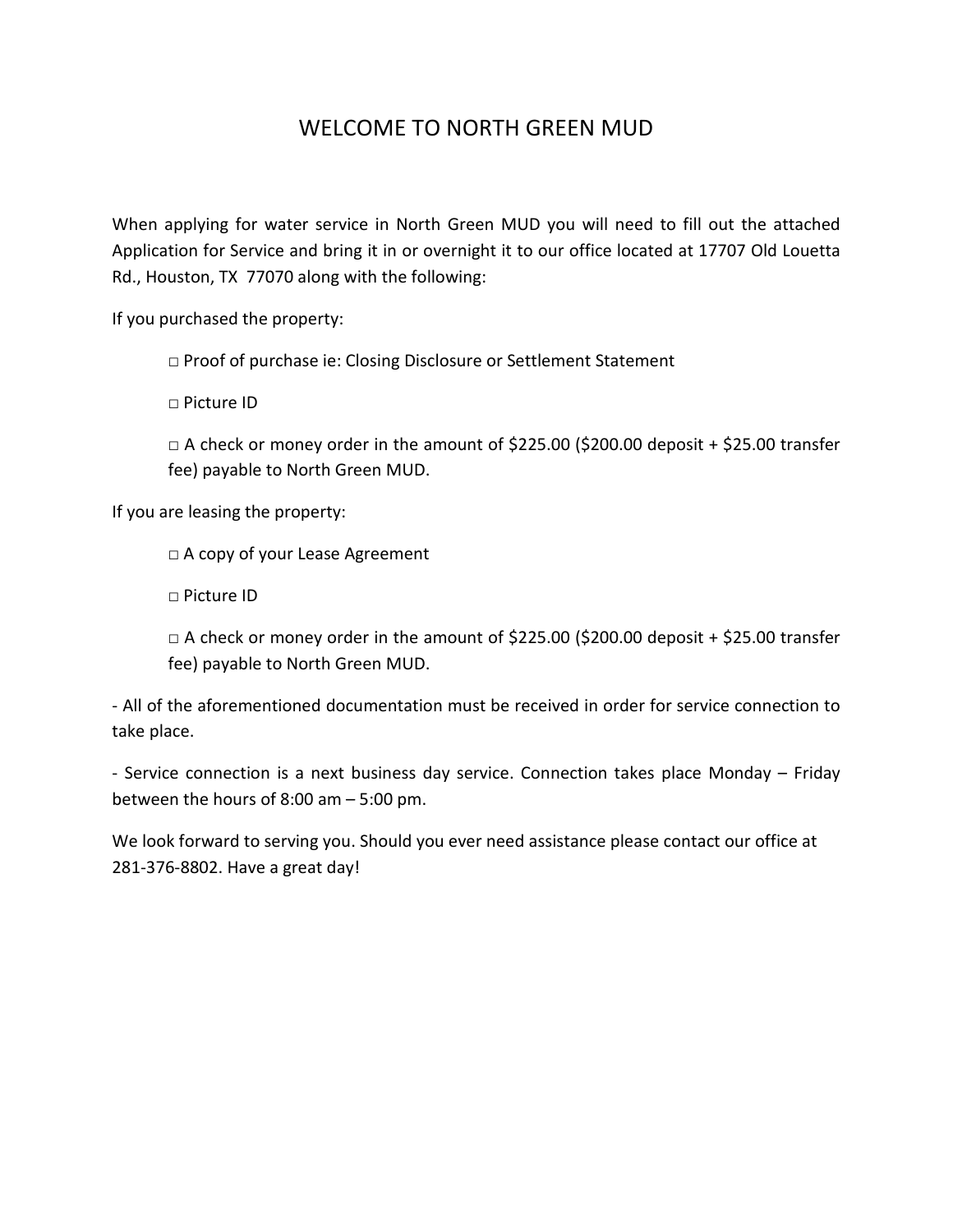# WELCOME TO NORTH GREEN MUD

When applying for water service in North Green MUD you will need to fill out the attached Application for Service and bring it in or overnight it to our office located at 17707 Old Louetta Rd., Houston, TX 77070 along with the following:

If you purchased the property:

- □ Proof of purchase ie: Closing Disclosure or Settlement Statement
- □ Picture ID
- □ A check or money order in the amount of $225.00 ($200.00 deposit + $25.00 transfer fee) payable to North Green MUD.

If you are leasing the property:

- □ A copy of your Lease Agreement
- □ Picture ID
- □ A check or money order in the amount of $225.00 ($200.00 deposit + $25.00 transfer fee) payable to North Green MUD.

- All of the aforementioned documentation must be received in order for service connection to take place.

- Service connection is a next business day service. Connection takes place Monday – Friday between the hours of 8:00 am – 5:00 pm.

We look forward to serving you. Should you ever need assistance please contact our office at 281-376-8802. Have a great day!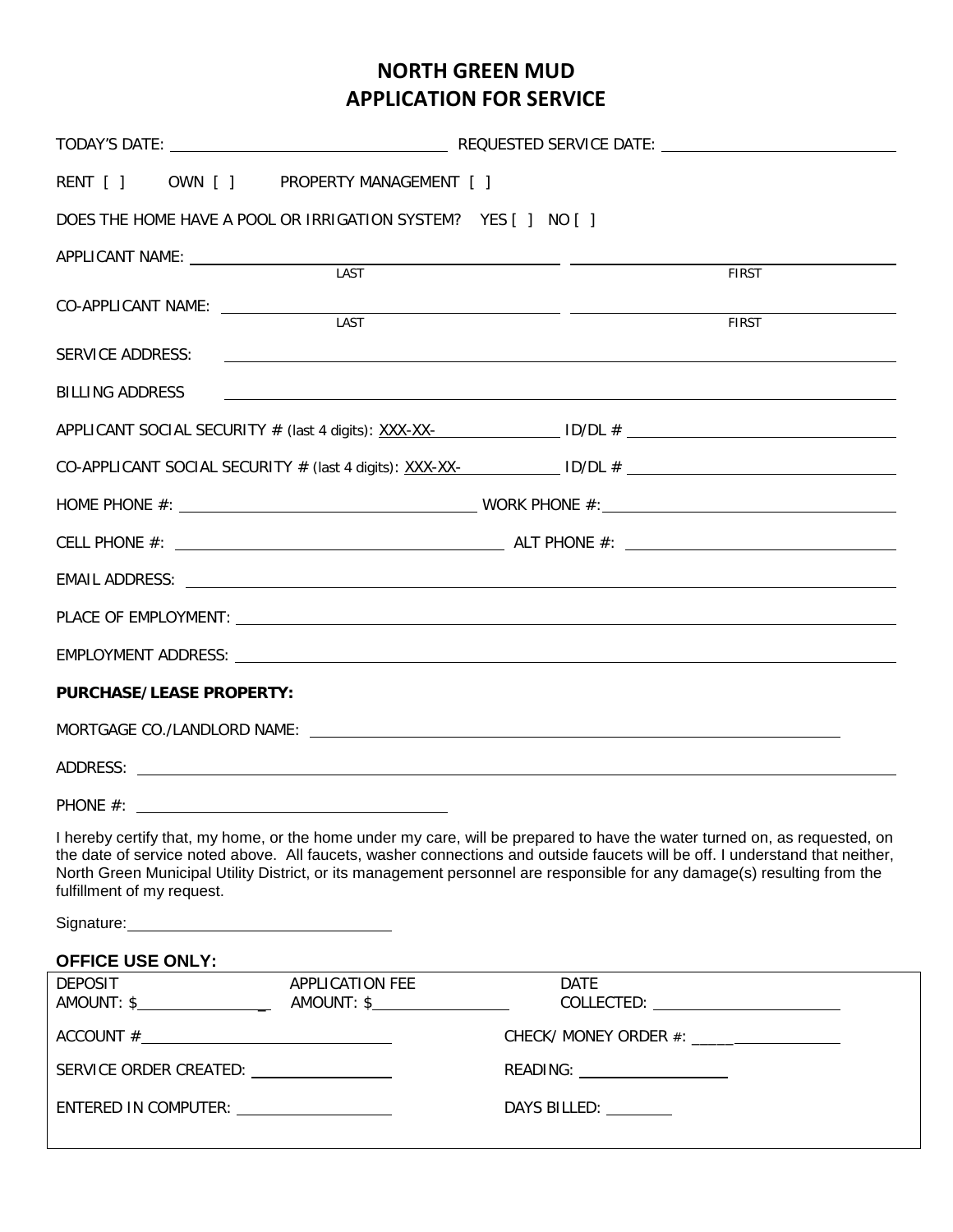# NORTH GREEN MUD
## APPLICATION FOR SERVICE

TODAY'S DATE: ____________________ REQUESTED SERVICE DATE: ____________________

RENT [ ]    OWN [ ]    PROPERTY MANAGEMENT [ ]

DOES THE HOME HAVE A POOL OR IRRIGATION SYSTEM?  YES [ ]  NO [ ]

APPLICANT NAME: ____________________ ____________________
LAST FIRST

CO-APPLICANT NAME: ____________________ ____________________
LAST FIRST

SERVICE ADDRESS: ____________________

BILLING ADDRESS ____________________

APPLICANT SOCIAL SECURITY # (last 4 digits): XXX-XX-__________ ID/DL # ____________________

CO-APPLICANT SOCIAL SECURITY # (last 4 digits): XXX-XX-__________ ID/DL # ____________________

HOME PHONE #: ____________________ WORK PHONE #: ____________________

CELL PHONE #: ____________________ ALT PHONE #: ____________________

EMAIL ADDRESS: ____________________

PLACE OF EMPLOYMENT: ____________________

EMPLOYMENT ADDRESS: ____________________

**PURCHASE/LEASE PROPERTY:**

MORTGAGE CO./LANDLORD NAME: ____________________

ADDRESS: ____________________

PHONE #: ____________________

I hereby certify that, my home, or the home under my care, will be prepared to have the water turned on, as requested, on the date of service noted above. All faucets, washer connections and outside faucets will be off. I understand that neither, North Green Municipal Utility District, or its management personnel are responsible for any damage(s) resulting from the fulfillment of my request.

Signature: ____________________

**OFFICE USE ONLY:**

| | | |
|---|---|---|
| DEPOSIT AMOUNT: $__________ | APPLICATION FEE AMOUNT: $__________ | DATE COLLECTED: __________ |
| ACCOUNT # __________ | | CHECK/ MONEY ORDER #: __________ |
| SERVICE ORDER CREATED: __________ | | READING: __________ |
| ENTERED IN COMPUTER: __________ | | DAYS BILLED: __________ |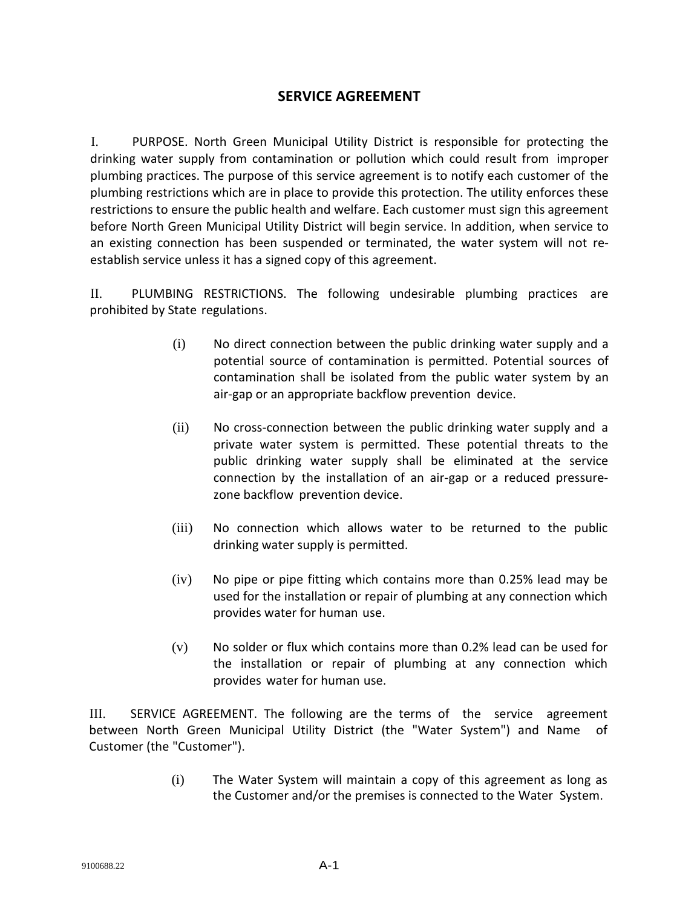## SERVICE AGREEMENT

I. PURPOSE. North Green Municipal Utility District is responsible for protecting the drinking water supply from contamination or pollution which could result from improper plumbing practices. The purpose of this service agreement is to notify each customer of the plumbing restrictions which are in place to provide this protection. The utility enforces these restrictions to ensure the public health and welfare. Each customer must sign this agreement before North Green Municipal Utility District will begin service. In addition, when service to an existing connection has been suspended or terminated, the water system will not re-establish service unless it has a signed copy of this agreement.

II. PLUMBING RESTRICTIONS. The following undesirable plumbing practices are prohibited by State regulations.

(i) No direct connection between the public drinking water supply and a potential source of contamination is permitted. Potential sources of contamination shall be isolated from the public water system by an air-gap or an appropriate backflow prevention device.

(ii) No cross-connection between the public drinking water supply and a private water system is permitted. These potential threats to the public drinking water supply shall be eliminated at the service connection by the installation of an air-gap or a reduced pressure-zone backflow prevention device.

(iii) No connection which allows water to be returned to the public drinking water supply is permitted.

(iv) No pipe or pipe fitting which contains more than 0.25% lead may be used for the installation or repair of plumbing at any connection which provides water for human use.

(v) No solder or flux which contains more than 0.2% lead can be used for the installation or repair of plumbing at any connection which provides water for human use.

III. SERVICE AGREEMENT. The following are the terms of the service agreement between North Green Municipal Utility District (the "Water System") and Name of Customer (the "Customer").

(i) The Water System will maintain a copy of this agreement as long as the Customer and/or the premises is connected to the Water System.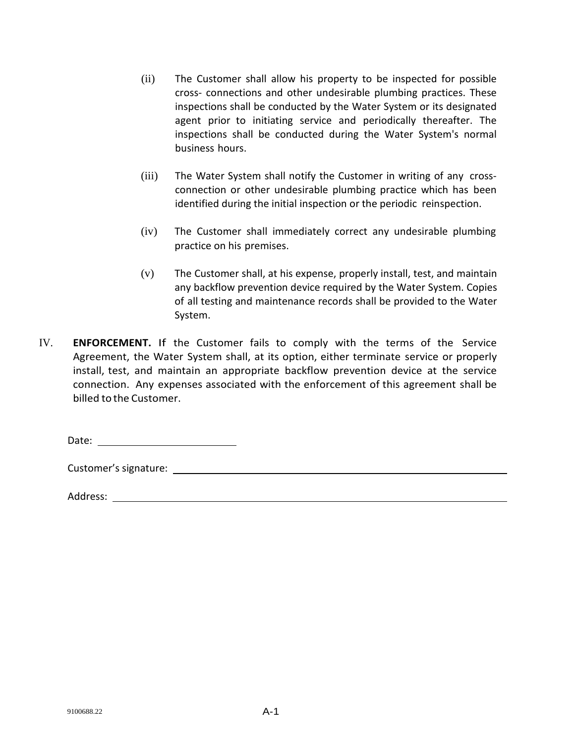(ii) The Customer shall allow his property to be inspected for possible cross- connections and other undesirable plumbing practices. These inspections shall be conducted by the Water System or its designated agent prior to initiating service and periodically thereafter. The inspections shall be conducted during the Water System's normal business hours.

(iii) The Water System shall notify the Customer in writing of any cross-connection or other undesirable plumbing practice which has been identified during the initial inspection or the periodic reinspection.

(iv) The Customer shall immediately correct any undesirable plumbing practice on his premises.

(v) The Customer shall, at his expense, properly install, test, and maintain any backflow prevention device required by the Water System. Copies of all testing and maintenance records shall be provided to the Water System.

IV. **ENFORCEMENT.** If the Customer fails to comply with the terms of the Service Agreement, the Water System shall, at its option, either terminate service or properly install, test, and maintain an appropriate backflow prevention device at the service connection. Any expenses associated with the enforcement of this agreement shall be billed to the Customer.

Date: ______________________

Customer's signature: ______________________________________________

Address: ______________________________________________________

9100688.22

A-1